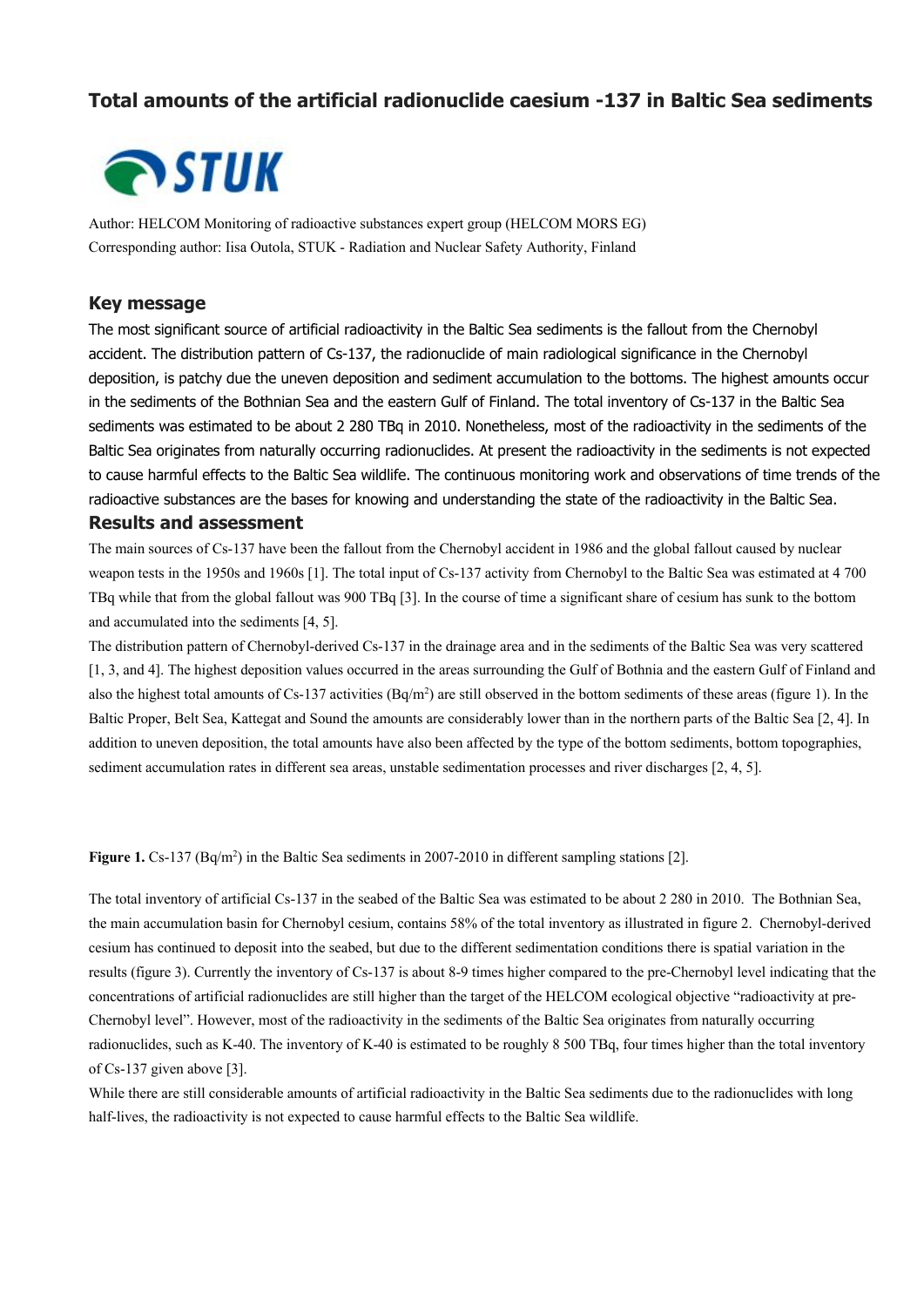# Total amounts of the artificial radionuclide caesium -137 in Baltic Sea sediments

Author: HELCOM Monitoring of radioactive substances expert group (HELCOM MORS EG)
Corresponding author: Iisa Outola, STUK - Radiation and Nuclear Safety Authority, Finland

## Key message

The most significant source of artificial radioactivity in the Baltic Sea sediments is the fallout from the Chernobyl accident. The distribution pattern of Cs-137, the radionuclide of main radiological significance in the Chernobyl deposition, is patchy due the uneven deposition and sediment accumulation to the bottoms. The highest amounts occur in the sediments of the Bothnian Sea and the eastern Gulf of Finland. The total inventory of Cs-137 in the Baltic Sea sediments was estimated to be about 2 280 TBq in 2010. Nonetheless, most of the radioactivity in the sediments of the Baltic Sea originates from naturally occurring radionuclides. At present the radioactivity in the sediments is not expected to cause harmful effects to the Baltic Sea wildlife. The continuous monitoring work and observations of time trends of the radioactive substances are the bases for knowing and understanding the state of the radioactivity in the Baltic Sea.

## Results and assessment

The main sources of Cs-137 have been the fallout from the Chernobyl accident in 1986 and the global fallout caused by nuclear weapon tests in the 1950s and 1960s [1]. The total input of Cs-137 activity from Chernobyl to the Baltic Sea was estimated at 4 700 TBq while that from the global fallout was 900 TBq [3]. In the course of time a significant share of cesium has sunk to the bottom and accumulated into the sediments [4, 5].

The distribution pattern of Chernobyl-derived Cs-137 in the drainage area and in the sediments of the Baltic Sea was very scattered [1, 3, and 4]. The highest deposition values occurred in the areas surrounding the Gulf of Bothnia and the eastern Gulf of Finland and also the highest total amounts of Cs-137 activities ($Bq/m^2$) are still observed in the bottom sediments of these areas (figure 1). In the Baltic Proper, Belt Sea, Kattegat and Sound the amounts are considerably lower than in the northern parts of the Baltic Sea [2, 4]. In addition to uneven deposition, the total amounts have also been affected by the type of the bottom sediments, bottom topographies, sediment accumulation rates in different sea areas, unstable sedimentation processes and river discharges [2, 4, 5].

**Figure 1.** Cs-137 ($Bq/m^2$) in the Baltic Sea sediments in 2007-2010 in different sampling stations [2].

The total inventory of artificial Cs-137 in the seabed of the Baltic Sea was estimated to be about 2 280 in 2010. The Bothnian Sea, the main accumulation basin for Chernobyl cesium, contains 58% of the total inventory as illustrated in figure 2. Chernobyl-derived cesium has continued to deposit into the seabed, but due to the different sedimentation conditions there is spatial variation in the results (figure 3). Currently the inventory of Cs-137 is about 8-9 times higher compared to the pre-Chernobyl level indicating that the concentrations of artificial radionuclides are still higher than the target of the HELCOM ecological objective "radioactivity at pre-Chernobyl level". However, most of the radioactivity in the sediments of the Baltic Sea originates from naturally occurring radionuclides, such as K-40. The inventory of K-40 is estimated to be roughly 8 500 TBq, four times higher than the total inventory of Cs-137 given above [3].

While there are still considerable amounts of artificial radioactivity in the Baltic Sea sediments due to the radionuclides with long half-lives, the radioactivity is not expected to cause harmful effects to the Baltic Sea wildlife.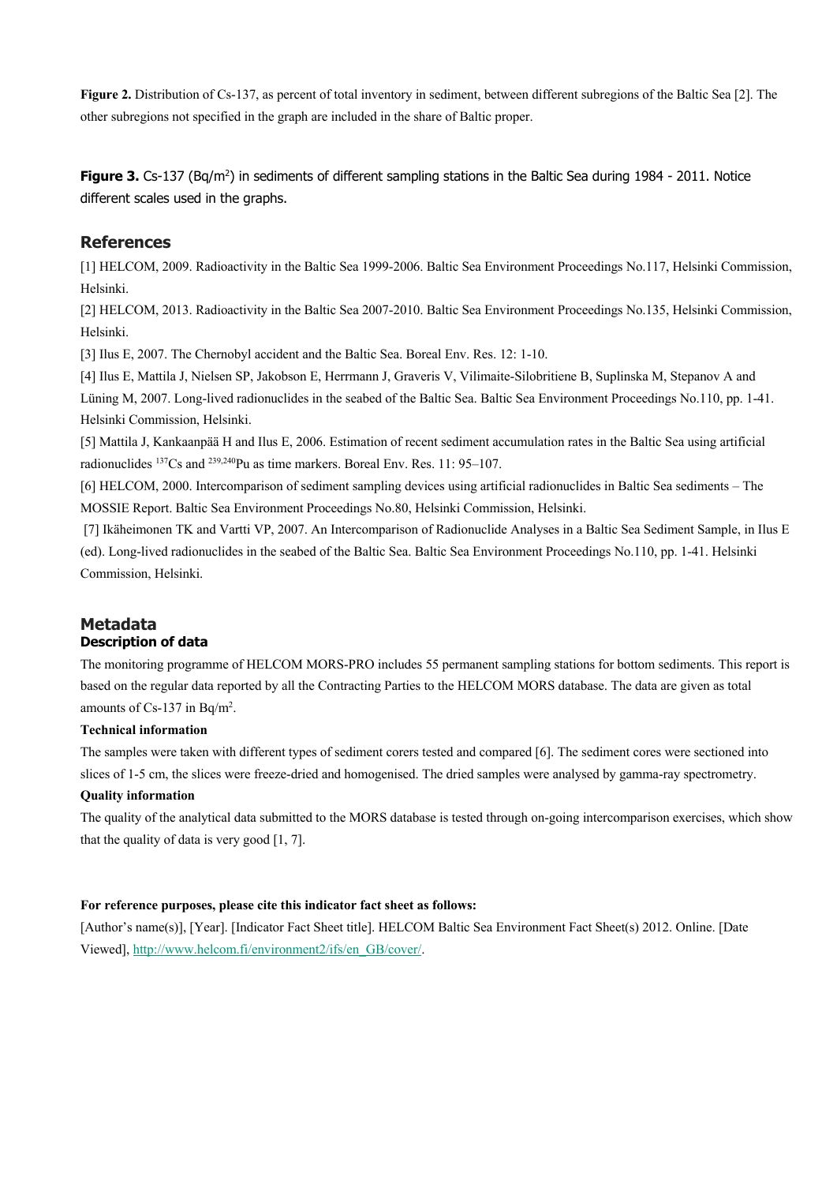**Figure 2.** Distribution of Cs-137, as percent of total inventory in sediment, between different subregions of the Baltic Sea [2]. The other subregions not specified in the graph are included in the share of Baltic proper.

**Figure 3.** Cs-137 ($Bq/m^2$) in sediments of different sampling stations in the Baltic Sea during 1984 - 2011. Notice different scales used in the graphs.

## References

[1] HELCOM, 2009. Radioactivity in the Baltic Sea 1999-2006. Baltic Sea Environment Proceedings No.117, Helsinki Commission, Helsinki.

[2] HELCOM, 2013. Radioactivity in the Baltic Sea 2007-2010. Baltic Sea Environment Proceedings No.135, Helsinki Commission, Helsinki.

[3] Ilus E, 2007. The Chernobyl accident and the Baltic Sea. Boreal Env. Res. 12: 1-10.

[4] Ilus E, Mattila J, Nielsen SP, Jakobson E, Herrmann J, Graveris V, Vilimaite-Silobritiene B, Suplinska M, Stepanov A and Lüning M, 2007. Long-lived radionuclides in the seabed of the Baltic Sea. Baltic Sea Environment Proceedings No.110, pp. 1-41. Helsinki Commission, Helsinki.

[5] Mattila J, Kankaanpää H and Ilus E, 2006. Estimation of recent sediment accumulation rates in the Baltic Sea using artificial radionuclides $^{137}Cs$ and $^{239,240}Pu$ as time markers. Boreal Env. Res. 11: 95–107.

[6] HELCOM, 2000. Intercomparison of sediment sampling devices using artificial radionuclides in Baltic Sea sediments – The MOSSIE Report. Baltic Sea Environment Proceedings No.80, Helsinki Commission, Helsinki.

[7] Ikäheimonen TK and Vartti VP, 2007. An Intercomparison of Radionuclide Analyses in a Baltic Sea Sediment Sample, in Ilus E (ed). Long-lived radionuclides in the seabed of the Baltic Sea. Baltic Sea Environment Proceedings No.110, pp. 1-41. Helsinki Commission, Helsinki.

## Metadata

### Description of data

The monitoring programme of HELCOM MORS-PRO includes 55 permanent sampling stations for bottom sediments. This report is based on the regular data reported by all the Contracting Parties to the HELCOM MORS database. The data are given as total amounts of Cs-137 in $Bq/m^2$.

**Technical information**

The samples were taken with different types of sediment corers tested and compared [6]. The sediment cores were sectioned into slices of 1-5 cm, the slices were freeze-dried and homogenised. The dried samples were analysed by gamma-ray spectrometry.

**Quality information**

The quality of the analytical data submitted to the MORS database is tested through on-going intercomparison exercises, which show that the quality of data is very good [1, 7].

**For reference purposes, please cite this indicator fact sheet as follows:**

[Author's name(s)], [Year]. [Indicator Fact Sheet title]. HELCOM Baltic Sea Environment Fact Sheet(s) 2012. Online. [Date Viewed], http://www.helcom.fi/environment2/ifs/en_GB/cover/.